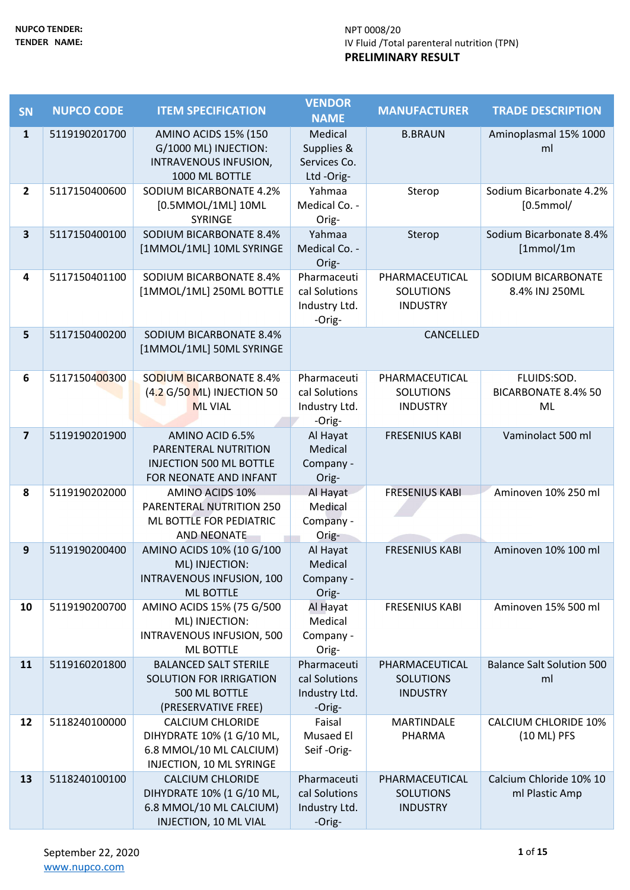**NUPCO TENDER:** NPT 0008/20

**TENDER NAME:** IV Fluid /Total parenteral nutrition (TPN)

**PRELIMINARY RESULT**

| SN | NUPCO CODE | ITEM SPECIFICATION | VENDOR NAME | MANUFACTURER | TRADE DESCRIPTION |
|---|---|---|---|---|---|
| 1 | 5119190201700 | AMINO ACIDS 15% (150 G/1000 ML) INJECTION: INTRAVENOUS INFUSION, 1000 ML BOTTLE | Medical Supplies & Services Co. Ltd -Orig- | B.BRAUN | Aminoplasmal 15% 1000 ml |
| 2 | 5117150400600 | SODIUM BICARBONATE 4.2% [0.5MMOL/1ML] 10ML SYRINGE | Yahmaa Medical Co. -Orig- | Sterop | Sodium Bicarbonate 4.2% [0.5mmol/ |
| 3 | 5117150400100 | SODIUM BICARBONATE 8.4% [1MMOL/1ML] 10ML SYRINGE | Yahmaa Medical Co. -Orig- | Sterop | Sodium Bicarbonate 8.4% [1mmol/1m |
| 4 | 5117150401100 | SODIUM BICARBONATE 8.4% [1MMOL/1ML] 250ML BOTTLE | Pharmaceutical Solutions Industry Ltd. -Orig- | PHARMACEUTICAL SOLUTIONS INDUSTRY | SODIUM BICARBONATE 8.4% INJ 250ML |
| 5 | 5117150400200 | SODIUM BICARBONATE 8.4% [1MMOL/1ML] 50ML SYRINGE | CANCELLED | | |
| 6 | 5117150400300 | SODIUM BICARBONATE 8.4% (4.2 G/50 ML) INJECTION 50 ML VIAL | Pharmaceutical Solutions Industry Ltd. -Orig- | PHARMACEUTICAL SOLUTIONS INDUSTRY | FLUIDS:SOD. BICARBONATE 8.4% 50 ML |
| 7 | 5119190201900 | AMINO ACID 6.5% PARENTERAL NUTRITION INJECTION 500 ML BOTTLE FOR NEONATE AND INFANT | Al Hayat Medical Company -Orig- | FRESENIUS KABI | Vaminolact 500 ml |
| 8 | 5119190202000 | AMINO ACIDS 10% PARENTERAL NUTRITION 250 ML BOTTLE FOR PEDIATRIC AND NEONATE | Al Hayat Medical Company -Orig- | FRESENIUS KABI | Aminoven 10% 250 ml |
| 9 | 5119190200400 | AMINO ACIDS 10% (10 G/100 ML) INJECTION: INTRAVENOUS INFUSION, 100 ML BOTTLE | Al Hayat Medical Company -Orig- | FRESENIUS KABI | Aminoven 10% 100 ml |
| 10 | 5119190200700 | AMINO ACIDS 15% (75 G/500 ML) INJECTION: INTRAVENOUS INFUSION, 500 ML BOTTLE | Al Hayat Medical Company -Orig- | FRESENIUS KABI | Aminoven 15% 500 ml |
| 11 | 5119160201800 | BALANCED SALT STERILE SOLUTION FOR IRRIGATION 500 ML BOTTLE (PRESERVATIVE FREE) | Pharmaceutical Solutions Industry Ltd. -Orig- | PHARMACEUTICAL SOLUTIONS INDUSTRY | Balance Salt Solution 500 ml |
| 12 | 5118240100000 | CALCIUM CHLORIDE DIHYDRATE 10% (1 G/10 ML, 6.8 MMOL/10 ML CALCIUM) INJECTION, 10 ML SYRINGE | Faisal Musaed El Seif -Orig- | MARTINDALE PHARMA | CALCIUM CHLORIDE 10% (10 ML) PFS |
| 13 | 5118240100100 | CALCIUM CHLORIDE DIHYDRATE 10% (1 G/10 ML, 6.8 MMOL/10 ML CALCIUM) INJECTION, 10 ML VIAL | Pharmaceutical Solutions Industry Ltd. -Orig- | PHARMACEUTICAL SOLUTIONS INDUSTRY | Calcium Chloride 10% 10 ml Plastic Amp |

September 22, 2020

www.nupco.com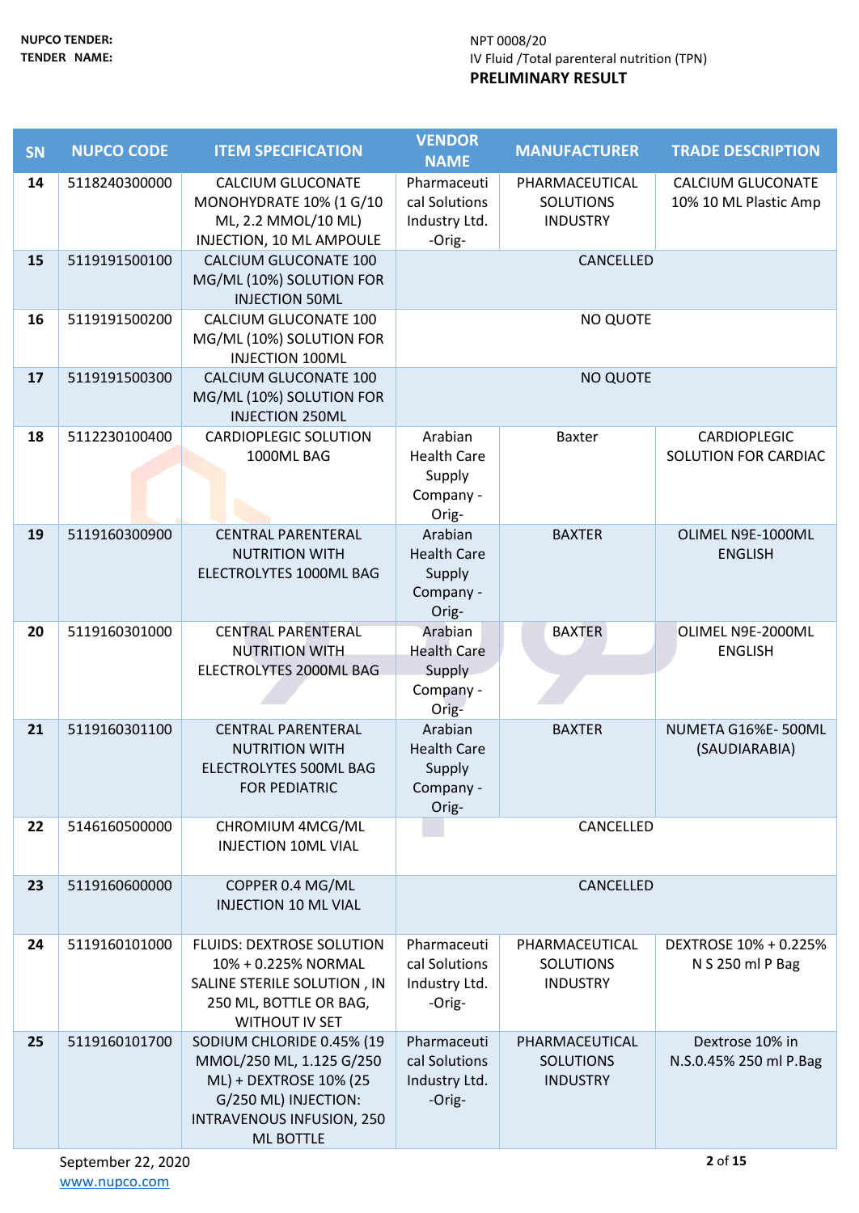NUPCO TENDER: NPT 0008/20

TENDER NAME: IV Fluid /Total parenteral nutrition (TPN)

**PRELIMINARY RESULT**

| SN | NUPCO CODE | ITEM SPECIFICATION | VENDOR NAME | MANUFACTURER | TRADE DESCRIPTION |
|---|---|---|---|---|---|
| 14 | 5118240300000 | CALCIUM GLUCONATE MONOHYDRATE 10% (1 G/10 ML, 2.2 MMOL/10 ML) INJECTION, 10 ML AMPOULE | Pharmaceutical Solutions Industry Ltd. -Orig- | PHARMACEUTICAL SOLUTIONS INDUSTRY | CALCIUM GLUCONATE 10% 10 ML Plastic Amp |
| 15 | 5119191500100 | CALCIUM GLUCONATE 100 MG/ML (10%) SOLUTION FOR INJECTION 50ML | CANCELLED | | |
| 16 | 5119191500200 | CALCIUM GLUCONATE 100 MG/ML (10%) SOLUTION FOR INJECTION 100ML | NO QUOTE | | |
| 17 | 5119191500300 | CALCIUM GLUCONATE 100 MG/ML (10%) SOLUTION FOR INJECTION 250ML | NO QUOTE | | |
| 18 | 5112230100400 | CARDIOPLEGIC SOLUTION 1000ML BAG | Arabian Health Care Supply Company -Orig- | Baxter | CARDIOPLEGIC SOLUTION FOR CARDIAC |
| 19 | 5119160300900 | CENTRAL PARENTERAL NUTRITION WITH ELECTROLYTES 1000ML BAG | Arabian Health Care Supply Company -Orig- | BAXTER | OLIMEL N9E-1000ML ENGLISH |
| 20 | 5119160301000 | CENTRAL PARENTERAL NUTRITION WITH ELECTROLYTES 2000ML BAG | Arabian Health Care Supply Company -Orig- | BAXTER | OLIMEL N9E-2000ML ENGLISH |
| 21 | 5119160301100 | CENTRAL PARENTERAL NUTRITION WITH ELECTROLYTES 500ML BAG FOR PEDIATRIC | Arabian Health Care Supply Company -Orig- | BAXTER | NUMETA G16%E- 500ML (SAUDIARABIA) |
| 22 | 5146160500000 | CHROMIUM 4MCG/ML INJECTION 10ML VIAL | CANCELLED | | |
| 23 | 5119160600000 | COPPER 0.4 MG/ML INJECTION 10 ML VIAL | CANCELLED | | |
| 24 | 5119160101000 | FLUIDS: DEXTROSE SOLUTION 10% + 0.225% NORMAL SALINE STERILE SOLUTION , IN 250 ML, BOTTLE OR BAG, WITHOUT IV SET | Pharmaceutical Solutions Industry Ltd. -Orig- | PHARMACEUTICAL SOLUTIONS INDUSTRY | DEXTROSE 10% + 0.225% N S 250 ml P Bag |
| 25 | 5119160101700 | SODIUM CHLORIDE 0.45% (19 MMOL/250 ML, 1.125 G/250 ML) + DEXTROSE 10% (25 G/250 ML) INJECTION: INTRAVENOUS INFUSION, 250 ML BOTTLE | Pharmaceutical Solutions Industry Ltd. -Orig- | PHARMACEUTICAL SOLUTIONS INDUSTRY | Dextrose 10% in N.S.0.45% 250 ml P.Bag |

September 22, 2020

www.nupco.com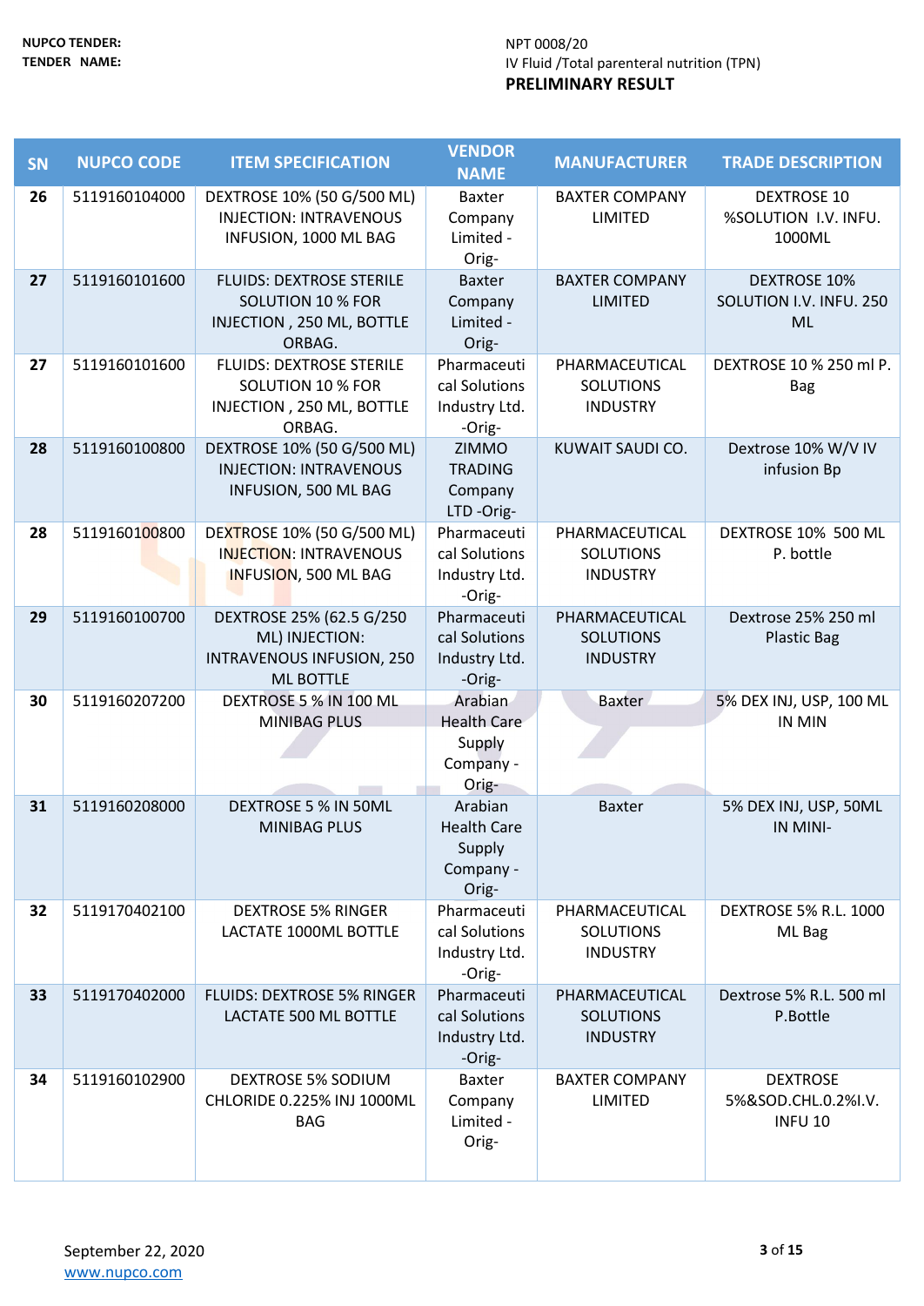| SN | NUPCO CODE | ITEM SPECIFICATION | VENDOR NAME | MANUFACTURER | TRADE DESCRIPTION |
|---|---|---|---|---|---|
| 26 | 5119160104000 | DEXTROSE 10% (50 G/500 ML) INJECTION: INTRAVENOUS INFUSION, 1000 ML BAG | Baxter Company Limited -Orig- | BAXTER COMPANY LIMITED | DEXTROSE 10 %SOLUTION I.V. INFU. 1000ML |
| 27 | 5119160101600 | FLUIDS: DEXTROSE STERILE SOLUTION 10 % FOR INJECTION , 250 ML, BOTTLE ORBAG. | Baxter Company Limited -Orig- | BAXTER COMPANY LIMITED | DEXTROSE 10% SOLUTION I.V. INFU. 250 ML |
| 27 | 5119160101600 | FLUIDS: DEXTROSE STERILE SOLUTION 10 % FOR INJECTION , 250 ML, BOTTLE ORBAG. | Pharmaceutical Solutions Industry Ltd. -Orig- | PHARMACEUTICAL SOLUTIONS INDUSTRY | DEXTROSE 10 % 250 ml P. Bag |
| 28 | 5119160100800 | DEXTROSE 10% (50 G/500 ML) INJECTION: INTRAVENOUS INFUSION, 500 ML BAG | ZIMMO TRADING Company LTD -Orig- | KUWAIT SAUDI CO. | Dextrose 10% W/V IV infusion Bp |
| 28 | 5119160100800 | DEXTROSE 10% (50 G/500 ML) INJECTION: INTRAVENOUS INFUSION, 500 ML BAG | Pharmaceutical Solutions Industry Ltd. -Orig- | PHARMACEUTICAL SOLUTIONS INDUSTRY | DEXTROSE 10% 500 ML P. bottle |
| 29 | 5119160100700 | DEXTROSE 25% (62.5 G/250 ML) INJECTION: INTRAVENOUS INFUSION, 250 ML BOTTLE | Pharmaceutical Solutions Industry Ltd. -Orig- | PHARMACEUTICAL SOLUTIONS INDUSTRY | Dextrose 25% 250 ml Plastic Bag |
| 30 | 5119160207200 | DEXTROSE 5 % IN 100 ML MINIBAG PLUS | Arabian Health Care Supply Company -Orig- | Baxter | 5% DEX INJ, USP, 100 ML IN MIN |
| 31 | 5119160208000 | DEXTROSE 5 % IN 50ML MINIBAG PLUS | Arabian Health Care Supply Company -Orig- | Baxter | 5% DEX INJ, USP, 50ML IN MINI- |
| 32 | 5119170402100 | DEXTROSE 5% RINGER LACTATE 1000ML BOTTLE | Pharmaceutical Solutions Industry Ltd. -Orig- | PHARMACEUTICAL SOLUTIONS INDUSTRY | DEXTROSE 5% R.L. 1000 ML Bag |
| 33 | 5119170402000 | FLUIDS: DEXTROSE 5% RINGER LACTATE 500 ML BOTTLE | Pharmaceutical Solutions Industry Ltd. -Orig- | PHARMACEUTICAL SOLUTIONS INDUSTRY | Dextrose 5% R.L. 500 ml P.Bottle |
| 34 | 5119160102900 | DEXTROSE 5% SODIUM CHLORIDE 0.225% INJ 1000ML BAG | Baxter Company Limited -Orig- | BAXTER COMPANY LIMITED | DEXTROSE 5%&SOD.CHL.0.2%I.V. INFU 10 |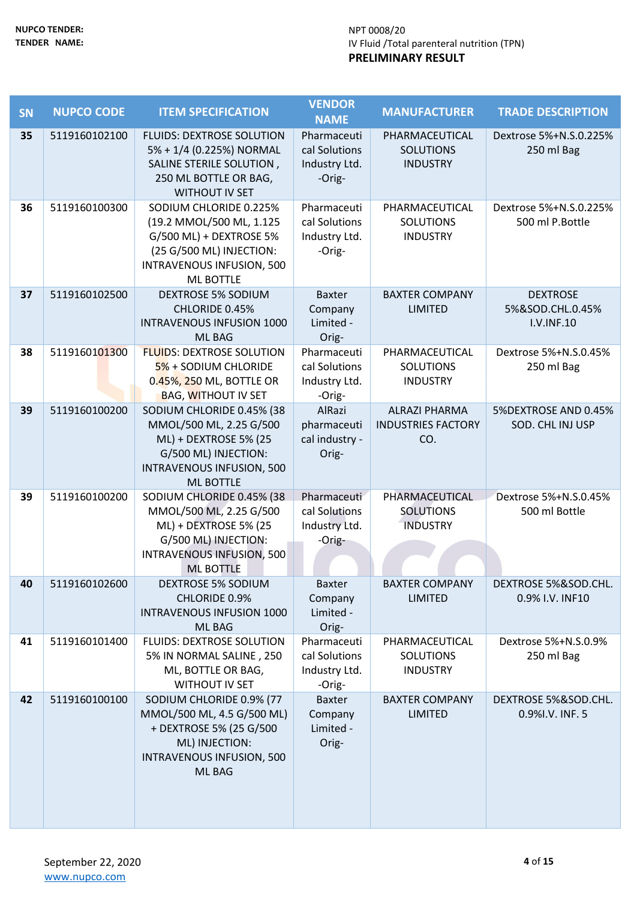**NUPCO TENDER:** NPT 0008/20

**TENDER NAME:** IV Fluid /Total parenteral nutrition (TPN)

**PRELIMINARY RESULT**

| SN | NUPCO CODE | ITEM SPECIFICATION | VENDOR NAME | MANUFACTURER | TRADE DESCRIPTION |
|---|---|---|---|---|---|
| 35 | 5119160102100 | FLUIDS: DEXTROSE SOLUTION 5% + 1/4 (0.225%) NORMAL SALINE STERILE SOLUTION , 250 ML BOTTLE OR BAG, WITHOUT IV SET | Pharmaceutical Solutions Industry Ltd. -Orig- | PHARMACEUTICAL SOLUTIONS INDUSTRY | Dextrose 5%+N.S.0.225% 250 ml Bag |
| 36 | 5119160100300 | SODIUM CHLORIDE 0.225% (19.2 MMOL/500 ML, 1.125 G/500 ML) + DEXTROSE 5% (25 G/500 ML) INJECTION: INTRAVENOUS INFUSION, 500 ML BOTTLE | Pharmaceutical Solutions Industry Ltd. -Orig- | PHARMACEUTICAL SOLUTIONS INDUSTRY | Dextrose 5%+N.S.0.225% 500 ml P.Bottle |
| 37 | 5119160102500 | DEXTROSE 5% SODIUM CHLORIDE 0.45% INTRAVENOUS INFUSION 1000 ML BAG | Baxter Company Limited -Orig- | BAXTER COMPANY LIMITED | DEXTROSE 5%&SOD.CHL.0.45% I.V.INF.10 |
| 38 | 5119160101300 | FLUIDS: DEXTROSE SOLUTION 5% + SODIUM CHLORIDE 0.45%, 250 ML, BOTTLE OR BAG, WITHOUT IV SET | Pharmaceutical Solutions Industry Ltd. -Orig- | PHARMACEUTICAL SOLUTIONS INDUSTRY | Dextrose 5%+N.S.0.45% 250 ml Bag |
| 39 | 5119160100200 | SODIUM CHLORIDE 0.45% (38 MMOL/500 ML, 2.25 G/500 ML) + DEXTROSE 5% (25 G/500 ML) INJECTION: INTRAVENOUS INFUSION, 500 ML BOTTLE | AlRazi pharmaceutical industry -Orig- | ALRAZI PHARMA INDUSTRIES FACTORY CO. | 5%DEXTROSE AND 0.45% SOD. CHL INJ USP |
| 39 | 5119160100200 | SODIUM CHLORIDE 0.45% (38 MMOL/500 ML, 2.25 G/500 ML) + DEXTROSE 5% (25 G/500 ML) INJECTION: INTRAVENOUS INFUSION, 500 ML BOTTLE | Pharmaceutical Solutions Industry Ltd. -Orig- | PHARMACEUTICAL SOLUTIONS INDUSTRY | Dextrose 5%+N.S.0.45% 500 ml Bottle |
| 40 | 5119160102600 | DEXTROSE 5% SODIUM CHLORIDE 0.9% INTRAVENOUS INFUSION 1000 ML BAG | Baxter Company Limited -Orig- | BAXTER COMPANY LIMITED | DEXTROSE 5%&SOD.CHL. 0.9% I.V. INF10 |
| 41 | 5119160101400 | FLUIDS: DEXTROSE SOLUTION 5% IN NORMAL SALINE , 250 ML, BOTTLE OR BAG, WITHOUT IV SET | Pharmaceutical Solutions Industry Ltd. -Orig- | PHARMACEUTICAL SOLUTIONS INDUSTRY | Dextrose 5%+N.S.0.9% 250 ml Bag |
| 42 | 5119160100100 | SODIUM CHLORIDE 0.9% (77 MMOL/500 ML, 4.5 G/500 ML) + DEXTROSE 5% (25 G/500 ML) INJECTION: INTRAVENOUS INFUSION, 500 ML BAG | Baxter Company Limited -Orig- | BAXTER COMPANY LIMITED | DEXTROSE 5%&SOD.CHL. 0.9%I.V. INF. 5 |

September 22, 2020

www.nupco.com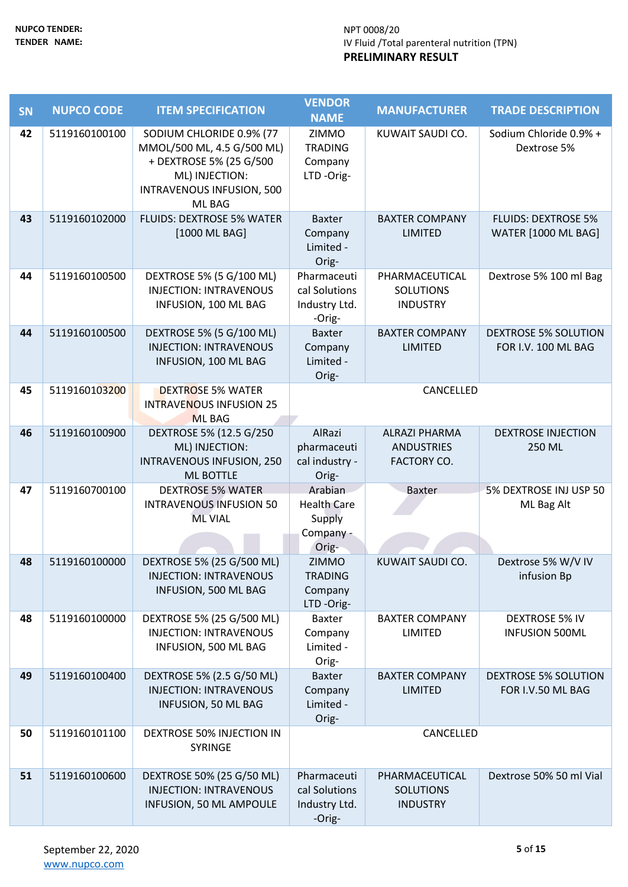**NUPCO TENDER:** NPT 0008/20

**TENDER NAME:** IV Fluid /Total parenteral nutrition (TPN)

**PRELIMINARY RESULT**

| SN | NUPCO CODE | ITEM SPECIFICATION | VENDOR NAME | MANUFACTURER | TRADE DESCRIPTION |
|---|---|---|---|---|---|
| 42 | 5119160100100 | SODIUM CHLORIDE 0.9% (77 MMOL/500 ML, 4.5 G/500 ML) + DEXTROSE 5% (25 G/500 ML) INJECTION: INTRAVENOUS INFUSION, 500 ML BAG | ZIMMO TRADING Company LTD -Orig- | KUWAIT SAUDI CO. | Sodium Chloride 0.9% + Dextrose 5% |
| 43 | 5119160102000 | FLUIDS: DEXTROSE 5% WATER [1000 ML BAG] | Baxter Company Limited -Orig- | BAXTER COMPANY LIMITED | FLUIDS: DEXTROSE 5% WATER [1000 ML BAG] |
| 44 | 5119160100500 | DEXTROSE 5% (5 G/100 ML) INJECTION: INTRAVENOUS INFUSION, 100 ML BAG | Pharmaceutical Solutions Industry Ltd. -Orig- | PHARMACEUTICAL SOLUTIONS INDUSTRY | Dextrose 5% 100 ml Bag |
| 44 | 5119160100500 | DEXTROSE 5% (5 G/100 ML) INJECTION: INTRAVENOUS INFUSION, 100 ML BAG | Baxter Company Limited -Orig- | BAXTER COMPANY LIMITED | DEXTROSE 5% SOLUTION FOR I.V. 100 ML BAG |
| 45 | 5119160103200 | DEXTROSE 5% WATER INTRAVENOUS INFUSION 25 ML BAG | CANCELLED | | |
| 46 | 5119160100900 | DEXTROSE 5% (12.5 G/250 ML) INJECTION: INTRAVENOUS INFUSION, 250 ML BOTTLE | AlRazi pharmaceutical industry -Orig- | ALRAZI PHARMA ANDUSTRIES FACTORY CO. | DEXTROSE INJECTION 250 ML |
| 47 | 5119160700100 | DEXTROSE 5% WATER INTRAVENOUS INFUSION 50 ML VIAL | Arabian Health Care Supply Company -Orig- | Baxter | 5% DEXTROSE INJ USP 50 ML Bag Alt |
| 48 | 5119160100000 | DEXTROSE 5% (25 G/500 ML) INJECTION: INTRAVENOUS INFUSION, 500 ML BAG | ZIMMO TRADING Company LTD -Orig- | KUWAIT SAUDI CO. | Dextrose 5% W/V IV infusion Bp |
| 48 | 5119160100000 | DEXTROSE 5% (25 G/500 ML) INJECTION: INTRAVENOUS INFUSION, 500 ML BAG | Baxter Company Limited -Orig- | BAXTER COMPANY LIMITED | DEXTROSE 5% IV INFUSION 500ML |
| 49 | 5119160100400 | DEXTROSE 5% (2.5 G/50 ML) INJECTION: INTRAVENOUS INFUSION, 50 ML BAG | Baxter Company Limited -Orig- | BAXTER COMPANY LIMITED | DEXTROSE 5% SOLUTION FOR I.V.50 ML BAG |
| 50 | 5119160101100 | DEXTROSE 50% INJECTION IN SYRINGE | CANCELLED | | |
| 51 | 5119160100600 | DEXTROSE 50% (25 G/50 ML) INJECTION: INTRAVENOUS INFUSION, 50 ML AMPOULE | Pharmaceutical Solutions Industry Ltd. -Orig- | PHARMACEUTICAL SOLUTIONS INDUSTRY | Dextrose 50% 50 ml Vial |

September 22, 2020
www.nupco.com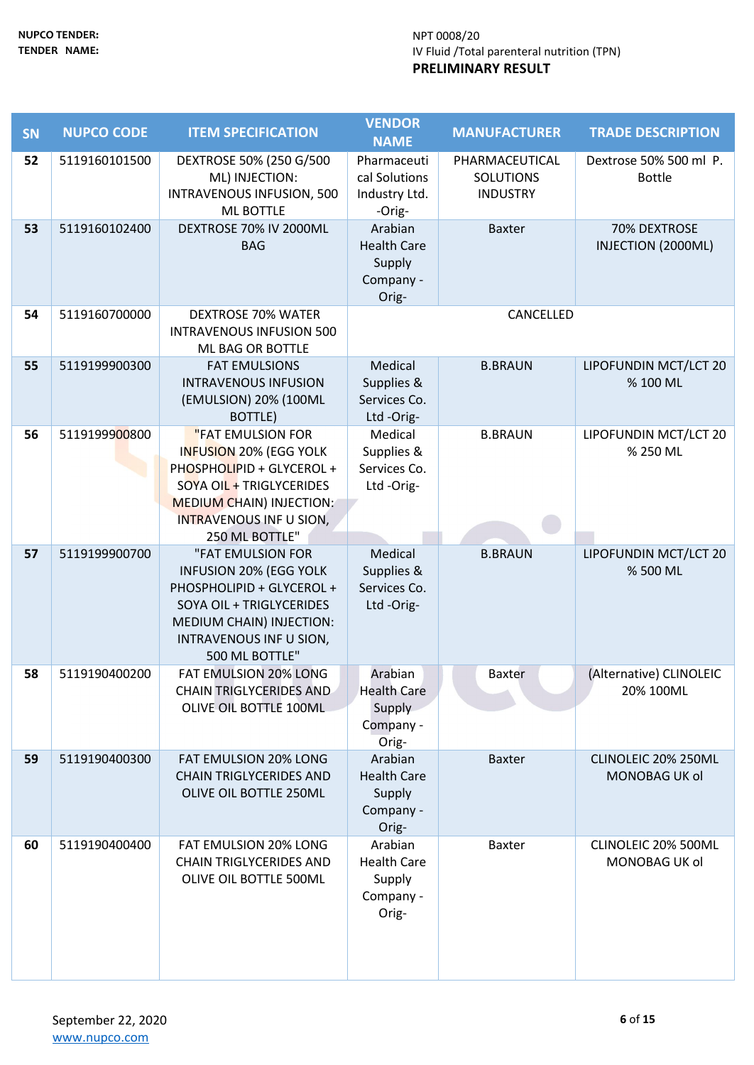NUPCO TENDER: NPT 0008/20

TENDER NAME: IV Fluid /Total parenteral nutrition (TPN)

**PRELIMINARY RESULT**

| SN | NUPCO CODE | ITEM SPECIFICATION | VENDOR NAME | MANUFACTURER | TRADE DESCRIPTION |
|---|---|---|---|---|---|
| 52 | 5119160101500 | DEXTROSE 50% (250 G/500 ML) INJECTION: INTRAVENOUS INFUSION, 500 ML BOTTLE | Pharmaceutical Solutions Industry Ltd. -Orig- | PHARMACEUTICAL SOLUTIONS INDUSTRY | Dextrose 50% 500 ml P. Bottle |
| 53 | 5119160102400 | DEXTROSE 70% IV 2000ML BAG | Arabian Health Care Supply Company -Orig- | Baxter | 70% DEXTROSE INJECTION (2000ML) |
| 54 | 5119160700000 | DEXTROSE 70% WATER INTRAVENOUS INFUSION 500 ML BAG OR BOTTLE | CANCELLED | | |
| 55 | 5119199900300 | FAT EMULSIONS INTRAVENOUS INFUSION (EMULSION) 20% (100ML BOTTLE) | Medical Supplies & Services Co. Ltd -Orig- | B.BRAUN | LIPOFUNDIN MCT/LCT 20 % 100 ML |
| 56 | 5119199900800 | "FAT EMULSION FOR INFUSION 20% (EGG YOLK PHOSPHOLIPID + GLYCEROL + SOYA OIL + TRIGLYCERIDES MEDIUM CHAIN) INJECTION: INTRAVENOUS INF U SION, 250 ML BOTTLE" | Medical Supplies & Services Co. Ltd -Orig- | B.BRAUN | LIPOFUNDIN MCT/LCT 20 % 250 ML |
| 57 | 5119199900700 | "FAT EMULSION FOR INFUSION 20% (EGG YOLK PHOSPHOLIPID + GLYCEROL + SOYA OIL + TRIGLYCERIDES MEDIUM CHAIN) INJECTION: INTRAVENOUS INF U SION, 500 ML BOTTLE" | Medical Supplies & Services Co. Ltd -Orig- | B.BRAUN | LIPOFUNDIN MCT/LCT 20 % 500 ML |
| 58 | 5119190400200 | FAT EMULSION 20% LONG CHAIN TRIGLYCERIDES AND OLIVE OIL BOTTLE 100ML | Arabian Health Care Supply Company -Orig- | Baxter | (Alternative) CLINOLEIC 20% 100ML |
| 59 | 5119190400300 | FAT EMULSION 20% LONG CHAIN TRIGLYCERIDES AND OLIVE OIL BOTTLE 250ML | Arabian Health Care Supply Company -Orig- | Baxter | CLINOLEIC 20% 250ML MONOBAG UK ol |
| 60 | 5119190400400 | FAT EMULSION 20% LONG CHAIN TRIGLYCERIDES AND OLIVE OIL BOTTLE 500ML | Arabian Health Care Supply Company -Orig- | Baxter | CLINOLEIC 20% 500ML MONOBAG UK ol |

September 22, 2020
www.nupco.com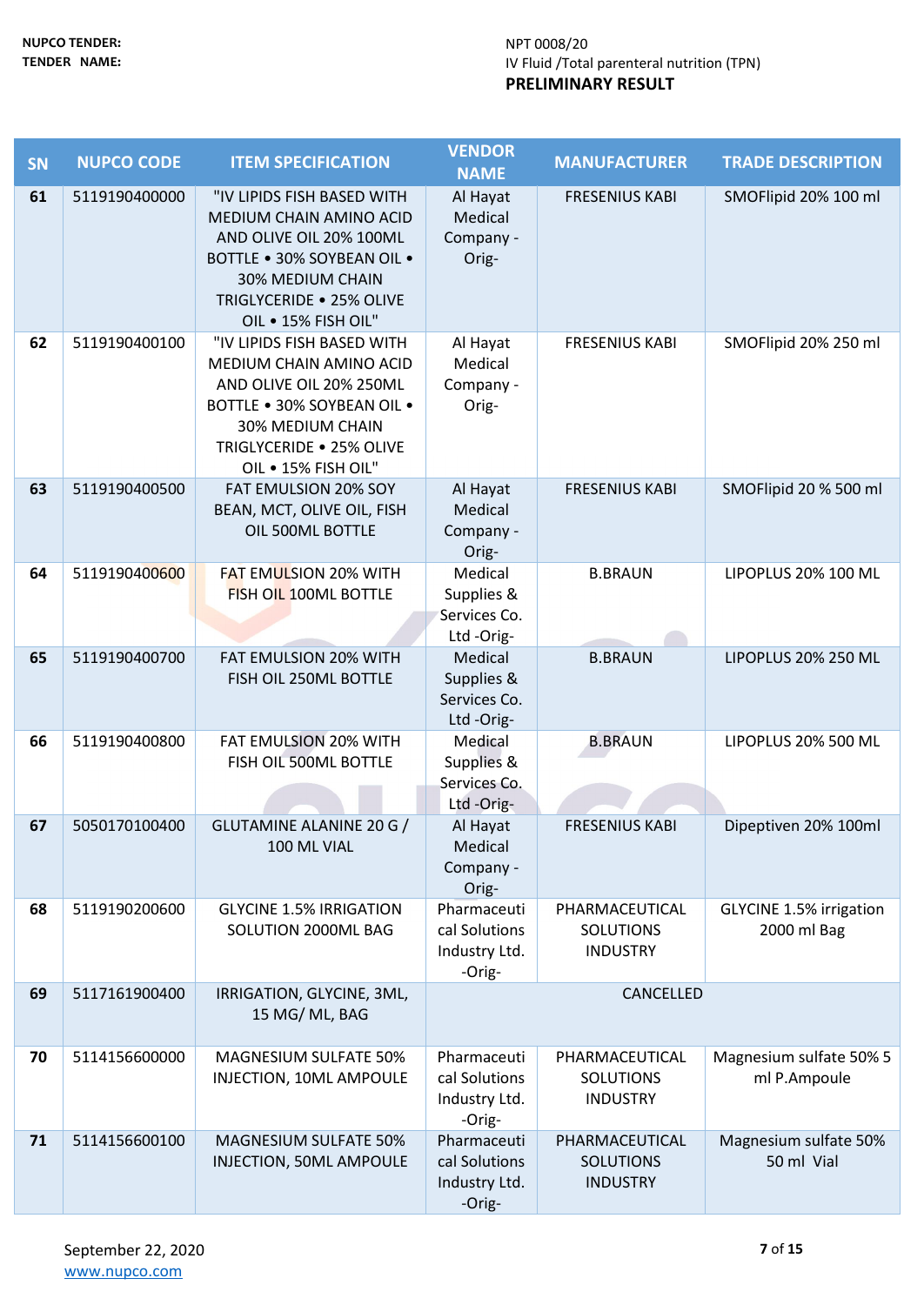NUPCO TENDER: NPT 0008/20

TENDER NAME: IV Fluid /Total parenteral nutrition (TPN)

**PRELIMINARY RESULT**

| SN | NUPCO CODE | ITEM SPECIFICATION | VENDOR NAME | MANUFACTURER | TRADE DESCRIPTION |
|---|---|---|---|---|---|
| 61 | 5119190400000 | "IV LIPIDS FISH BASED WITH MEDIUM CHAIN AMINO ACID AND OLIVE OIL 20% 100ML BOTTLE • 30% SOYBEAN OIL • 30% MEDIUM CHAIN TRIGLYCERIDE • 25% OLIVE OIL • 15% FISH OIL" | Al Hayat Medical Company -Orig- | FRESENIUS KABI | SMOFlipid 20% 100 ml |
| 62 | 5119190400100 | "IV LIPIDS FISH BASED WITH MEDIUM CHAIN AMINO ACID AND OLIVE OIL 20% 250ML BOTTLE • 30% SOYBEAN OIL • 30% MEDIUM CHAIN TRIGLYCERIDE • 25% OLIVE OIL • 15% FISH OIL" | Al Hayat Medical Company -Orig- | FRESENIUS KABI | SMOFlipid 20% 250 ml |
| 63 | 5119190400500 | FAT EMULSION 20% SOY BEAN, MCT, OLIVE OIL, FISH OIL 500ML BOTTLE | Al Hayat Medical Company -Orig- | FRESENIUS KABI | SMOFlipid 20 % 500 ml |
| 64 | 5119190400600 | FAT EMULSION 20% WITH FISH OIL 100ML BOTTLE | Medical Supplies & Services Co. Ltd -Orig- | B.BRAUN | LIPOPLUS 20% 100 ML |
| 65 | 5119190400700 | FAT EMULSION 20% WITH FISH OIL 250ML BOTTLE | Medical Supplies & Services Co. Ltd -Orig- | B.BRAUN | LIPOPLUS 20% 250 ML |
| 66 | 5119190400800 | FAT EMULSION 20% WITH FISH OIL 500ML BOTTLE | Medical Supplies & Services Co. Ltd -Orig- | B.BRAUN | LIPOPLUS 20% 500 ML |
| 67 | 5050170100400 | GLUTAMINE ALANINE 20 G / 100 ML VIAL | Al Hayat Medical Company -Orig- | FRESENIUS KABI | Dipeptiven 20% 100ml |
| 68 | 5119190200600 | GLYCINE 1.5% IRRIGATION SOLUTION 2000ML BAG | Pharmaceutical Solutions Industry Ltd. -Orig- | PHARMACEUTICAL SOLUTIONS INDUSTRY | GLYCINE 1.5% irrigation 2000 ml Bag |
| 69 | 5117161900400 | IRRIGATION, GLYCINE, 3ML, 15 MG/ ML, BAG | CANCELLED | | |
| 70 | 5114156600000 | MAGNESIUM SULFATE 50% INJECTION, 10ML AMPOULE | Pharmaceutical Solutions Industry Ltd. -Orig- | PHARMACEUTICAL SOLUTIONS INDUSTRY | Magnesium sulfate 50% 5 ml P.Ampoule |
| 71 | 5114156600100 | MAGNESIUM SULFATE 50% INJECTION, 50ML AMPOULE | Pharmaceutical Solutions Industry Ltd. -Orig- | PHARMACEUTICAL SOLUTIONS INDUSTRY | Magnesium sulfate 50% 50 ml Vial |

September 22, 2020

www.nupco.com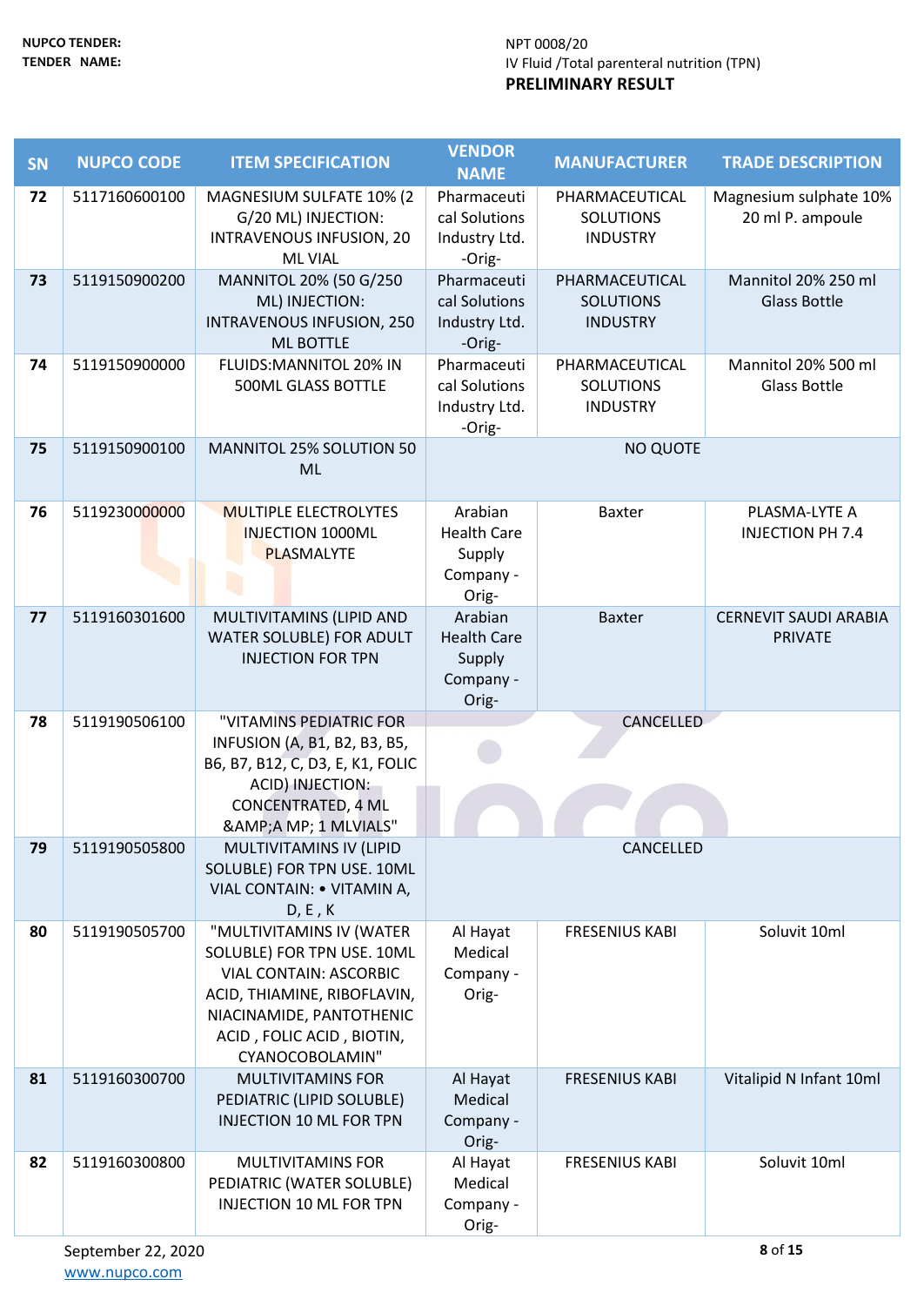NUPCO TENDER: NPT 0008/20

TENDER NAME: IV Fluid /Total parenteral nutrition (TPN)

**PRELIMINARY RESULT**

| SN | NUPCO CODE | ITEM SPECIFICATION | VENDOR NAME | MANUFACTURER | TRADE DESCRIPTION |
|---|---|---|---|---|---|
| 72 | 5117160600100 | MAGNESIUM SULFATE 10% (2 G/20 ML) INJECTION: INTRAVENOUS INFUSION, 20 ML VIAL | Pharmaceutical Solutions Industry Ltd. -Orig- | PHARMACEUTICAL SOLUTIONS INDUSTRY | Magnesium sulphate 10% 20 ml P. ampoule |
| 73 | 5119150900200 | MANNITOL 20% (50 G/250 ML) INJECTION: INTRAVENOUS INFUSION, 250 ML BOTTLE | Pharmaceutical Solutions Industry Ltd. -Orig- | PHARMACEUTICAL SOLUTIONS INDUSTRY | Mannitol 20% 250 ml Glass Bottle |
| 74 | 5119150900000 | FLUIDS:MANNITOL 20% IN 500ML GLASS BOTTLE | Pharmaceutical Solutions Industry Ltd. -Orig- | PHARMACEUTICAL SOLUTIONS INDUSTRY | Mannitol 20% 500 ml Glass Bottle |
| 75 | 5119150900100 | MANNITOL 25% SOLUTION 50 ML | NO QUOTE | | |
| 76 | 5119230000000 | MULTIPLE ELECTROLYTES INJECTION 1000ML PLASMALYTE | Arabian Health Care Supply Company -Orig- | Baxter | PLASMA-LYTE A INJECTION PH 7.4 |
| 77 | 5119160301600 | MULTIVITAMINS (LIPID AND WATER SOLUBLE) FOR ADULT INJECTION FOR TPN | Arabian Health Care Supply Company -Orig- | Baxter | CERNEVIT SAUDI ARABIA PRIVATE |
| 78 | 5119190506100 | "VITAMINS PEDIATRIC FOR INFUSION (A, B1, B2, B3, B5, B6, B7, B12, C, D3, E, K1, FOLIC ACID) INJECTION: CONCENTRATED, 4 ML &AMP;A MP; 1 MLVIALS" | CANCELLED | | |
| 79 | 5119190505800 | MULTIVITAMINS IV (LIPID SOLUBLE) FOR TPN USE. 10ML VIAL CONTAIN: • VITAMIN A, D, E , K | CANCELLED | | |
| 80 | 5119190505700 | "MULTIVITAMINS IV (WATER SOLUBLE) FOR TPN USE. 10ML VIAL CONTAIN: ASCORBIC ACID, THIAMINE, RIBOFLAVIN, NIACINAMIDE, PANTOTHENIC ACID , FOLIC ACID , BIOTIN, CYANOCOBOLAMIN" | Al Hayat Medical Company -Orig- | FRESENIUS KABI | Soluvit 10ml |
| 81 | 5119160300700 | MULTIVITAMINS FOR PEDIATRIC (LIPID SOLUBLE) INJECTION 10 ML FOR TPN | Al Hayat Medical Company -Orig- | FRESENIUS KABI | Vitalipid N Infant 10ml |
| 82 | 5119160300800 | MULTIVITAMINS FOR PEDIATRIC (WATER SOLUBLE) INJECTION 10 ML FOR TPN | Al Hayat Medical Company -Orig- | FRESENIUS KABI | Soluvit 10ml |

September 22, 2020

www.nupco.com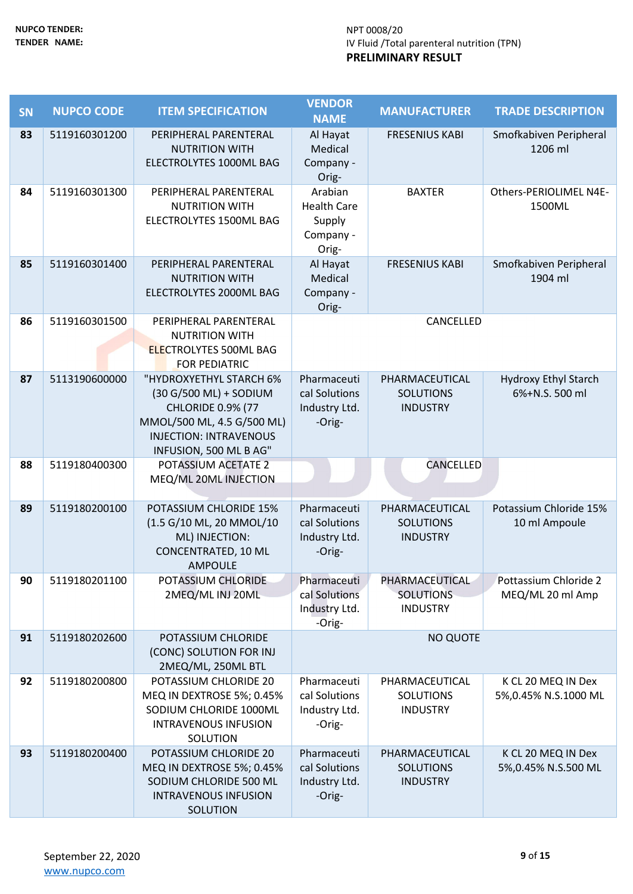**NUPCO TENDER:** NPT 0008/20

**TENDER NAME:** IV Fluid /Total parenteral nutrition (TPN)

**PRELIMINARY RESULT**

| SN | NUPCO CODE | ITEM SPECIFICATION | VENDOR NAME | MANUFACTURER | TRADE DESCRIPTION |
|---|---|---|---|---|---|
| 83 | 5119160301200 | PERIPHERAL PARENTERAL NUTRITION WITH ELECTROLYTES 1000ML BAG | Al Hayat Medical Company -Orig- | FRESENIUS KABI | Smofkabiven Peripheral 1206 ml |
| 84 | 5119160301300 | PERIPHERAL PARENTERAL NUTRITION WITH ELECTROLYTES 1500ML BAG | Arabian Health Care Supply Company -Orig- | BAXTER | Others-PERIOLIMEL N4E-1500ML |
| 85 | 5119160301400 | PERIPHERAL PARENTERAL NUTRITION WITH ELECTROLYTES 2000ML BAG | Al Hayat Medical Company -Orig- | FRESENIUS KABI | Smofkabiven Peripheral 1904 ml |
| 86 | 5119160301500 | PERIPHERAL PARENTERAL NUTRITION WITH ELECTROLYTES 500ML BAG FOR PEDIATRIC | CANCELLED | | |
| 87 | 5113190600000 | "HYDROXYETHYL STARCH 6% (30 G/500 ML) + SODIUM CHLORIDE 0.9% (77 MMOL/500 ML, 4.5 G/500 ML) INJECTION: INTRAVENOUS INFUSION, 500 ML B AG" | Pharmaceutical Solutions Industry Ltd. -Orig- | PHARMACEUTICAL SOLUTIONS INDUSTRY | Hydroxy Ethyl Starch 6%+N.S. 500 ml |
| 88 | 5119180400300 | POTASSIUM ACETATE 2 MEQ/ML 20ML INJECTION | CANCELLED | | |
| 89 | 5119180200100 | POTASSIUM CHLORIDE 15% (1.5 G/10 ML, 20 MMOL/10 ML) INJECTION: CONCENTRATED, 10 ML AMPOULE | Pharmaceutical Solutions Industry Ltd. -Orig- | PHARMACEUTICAL SOLUTIONS INDUSTRY | Potassium Chloride 15% 10 ml Ampoule |
| 90 | 5119180201100 | POTASSIUM CHLORIDE 2MEQ/ML INJ 20ML | Pharmaceutical Solutions Industry Ltd. -Orig- | PHARMACEUTICAL SOLUTIONS INDUSTRY | Pottassium Chloride 2 MEQ/ML 20 ml Amp |
| 91 | 5119180202600 | POTASSIUM CHLORIDE (CONC) SOLUTION FOR INJ 2MEQ/ML, 250ML BTL | NO QUOTE | | |
| 92 | 5119180200800 | POTASSIUM CHLORIDE 20 MEQ IN DEXTROSE 5%; 0.45% SODIUM CHLORIDE 1000ML INTRAVENOUS INFUSION SOLUTION | Pharmaceutical Solutions Industry Ltd. -Orig- | PHARMACEUTICAL SOLUTIONS INDUSTRY | K CL 20 MEQ IN Dex 5%,0.45% N.S.1000 ML |
| 93 | 5119180200400 | POTASSIUM CHLORIDE 20 MEQ IN DEXTROSE 5%; 0.45% SODIUM CHLORIDE 500 ML INTRAVENOUS INFUSION SOLUTION | Pharmaceutical Solutions Industry Ltd. -Orig- | PHARMACEUTICAL SOLUTIONS INDUSTRY | K CL 20 MEQ IN Dex 5%,0.45% N.S.500 ML |

September 22, 2020

www.nupco.com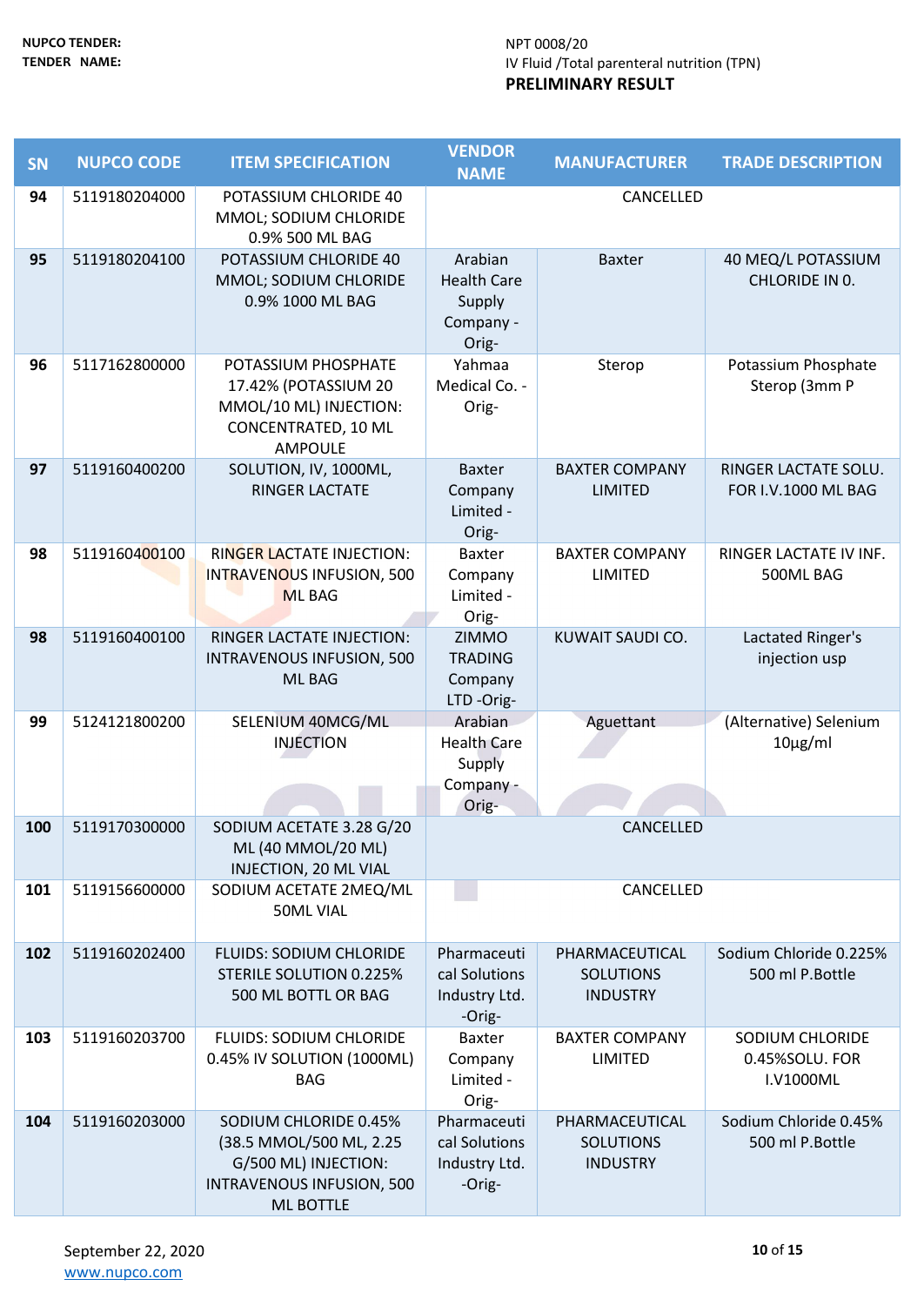NUPCO TENDER: NPT 0008/20

TENDER NAME: IV Fluid /Total parenteral nutrition (TPN)

**PRELIMINARY RESULT**

| SN | NUPCO CODE | ITEM SPECIFICATION | VENDOR NAME | MANUFACTURER | TRADE DESCRIPTION |
|---|---|---|---|---|---|
| 94 | 5119180204000 | POTASSIUM CHLORIDE 40 MMOL; SODIUM CHLORIDE 0.9% 500 ML BAG | CANCELLED | | |
| 95 | 5119180204100 | POTASSIUM CHLORIDE 40 MMOL; SODIUM CHLORIDE 0.9% 1000 ML BAG | Arabian Health Care Supply Company -Orig- | Baxter | 40 MEQ/L POTASSIUM CHLORIDE IN 0. |
| 96 | 5117162800000 | POTASSIUM PHOSPHATE 17.42% (POTASSIUM 20 MMOL/10 ML) INJECTION: CONCENTRATED, 10 ML AMPOULE | Yahmaa Medical Co. -Orig- | Sterop | Potassium Phosphate Sterop (3mm P |
| 97 | 5119160400200 | SOLUTION, IV, 1000ML, RINGER LACTATE | Baxter Company Limited -Orig- | BAXTER COMPANY LIMITED | RINGER LACTATE SOLU. FOR I.V.1000 ML BAG |
| 98 | 5119160400100 | RINGER LACTATE INJECTION: INTRAVENOUS INFUSION, 500 ML BAG | Baxter Company Limited -Orig- | BAXTER COMPANY LIMITED | RINGER LACTATE IV INF. 500ML BAG |
| 98 | 5119160400100 | RINGER LACTATE INJECTION: INTRAVENOUS INFUSION, 500 ML BAG | ZIMMO TRADING Company LTD -Orig- | KUWAIT SAUDI CO. | Lactated Ringer's injection usp |
| 99 | 5124121800200 | SELENIUM 40MCG/ML INJECTION | Arabian Health Care Supply Company -Orig- | Aguettant | (Alternative) Selenium 10µg/ml |
| 100 | 5119170300000 | SODIUM ACETATE 3.28 G/20 ML (40 MMOL/20 ML) INJECTION, 20 ML VIAL | CANCELLED | | |
| 101 | 5119156600000 | SODIUM ACETATE 2MEQ/ML 50ML VIAL | CANCELLED | | |
| 102 | 5119160202400 | FLUIDS: SODIUM CHLORIDE STERILE SOLUTION 0.225% 500 ML BOTTL OR BAG | Pharmaceutical Solutions Industry Ltd. -Orig- | PHARMACEUTICAL SOLUTIONS INDUSTRY | Sodium Chloride 0.225% 500 ml P.Bottle |
| 103 | 5119160203700 | FLUIDS: SODIUM CHLORIDE 0.45% IV SOLUTION (1000ML) BAG | Baxter Company Limited -Orig- | BAXTER COMPANY LIMITED | SODIUM CHLORIDE 0.45%SOLU. FOR I.V1000ML |
| 104 | 5119160203000 | SODIUM CHLORIDE 0.45% (38.5 MMOL/500 ML, 2.25 G/500 ML) INJECTION: INTRAVENOUS INFUSION, 500 ML BOTTLE | Pharmaceutical Solutions Industry Ltd. -Orig- | PHARMACEUTICAL SOLUTIONS INDUSTRY | Sodium Chloride 0.45% 500 ml P.Bottle |

September 22, 2020

www.nupco.com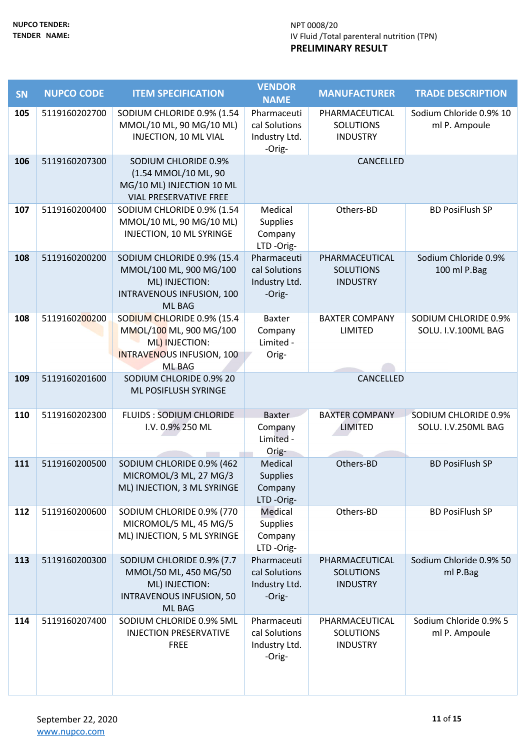NUPCO TENDER: NPT 0008/20

TENDER NAME: IV Fluid /Total parenteral nutrition (TPN)

**PRELIMINARY RESULT**

| SN | NUPCO CODE | ITEM SPECIFICATION | VENDOR NAME | MANUFACTURER | TRADE DESCRIPTION |
|---|---|---|---|---|---|
| 105 | 5119160202700 | SODIUM CHLORIDE 0.9% (1.54 MMOL/10 ML, 90 MG/10 ML) INJECTION, 10 ML VIAL | Pharmaceutical Solutions Industry Ltd. -Orig- | PHARMACEUTICAL SOLUTIONS INDUSTRY | Sodium Chloride 0.9% 10 ml P. Ampoule |
| 106 | 5119160207300 | SODIUM CHLORIDE 0.9% (1.54 MMOL/10 ML, 90 MG/10 ML) INJECTION 10 ML VIAL PRESERVATIVE FREE | CANCELLED | | |
| 107 | 5119160200400 | SODIUM CHLORIDE 0.9% (1.54 MMOL/10 ML, 90 MG/10 ML) INJECTION, 10 ML SYRINGE | Medical Supplies Company LTD -Orig- | Others-BD | BD PosiFlush SP |
| 108 | 5119160200200 | SODIUM CHLORIDE 0.9% (15.4 MMOL/100 ML, 900 MG/100 ML) INJECTION: INTRAVENOUS INFUSION, 100 ML BAG | Pharmaceutical Solutions Industry Ltd. -Orig- | PHARMACEUTICAL SOLUTIONS INDUSTRY | Sodium Chloride 0.9% 100 ml P.Bag |
| 108 | 5119160200200 | SODIUM CHLORIDE 0.9% (15.4 MMOL/100 ML, 900 MG/100 ML) INJECTION: INTRAVENOUS INFUSION, 100 ML BAG | Baxter Company Limited - Orig- | BAXTER COMPANY LIMITED | SODIUM CHLORIDE 0.9% SOLU. I.V.100ML BAG |
| 109 | 5119160201600 | SODIUM CHLORIDE 0.9% 20 ML POSIFLUSH SYRINGE | CANCELLED | | |
| 110 | 5119160202300 | FLUIDS : SODIUM CHLORIDE I.V. 0.9% 250 ML | Baxter Company Limited - Orig- | BAXTER COMPANY LIMITED | SODIUM CHLORIDE 0.9% SOLU. I.V.250ML BAG |
| 111 | 5119160200500 | SODIUM CHLORIDE 0.9% (462 MICROMOL/3 ML, 27 MG/3 ML) INJECTION, 3 ML SYRINGE | Medical Supplies Company LTD -Orig- | Others-BD | BD PosiFlush SP |
| 112 | 5119160200600 | SODIUM CHLORIDE 0.9% (770 MICROMOL/5 ML, 45 MG/5 ML) INJECTION, 5 ML SYRINGE | Medical Supplies Company LTD -Orig- | Others-BD | BD PosiFlush SP |
| 113 | 5119160200300 | SODIUM CHLORIDE 0.9% (7.7 MMOL/50 ML, 450 MG/50 ML) INJECTION: INTRAVENOUS INFUSION, 50 ML BAG | Pharmaceutical Solutions Industry Ltd. -Orig- | PHARMACEUTICAL SOLUTIONS INDUSTRY | Sodium Chloride 0.9% 50 ml P.Bag |
| 114 | 5119160207400 | SODIUM CHLORIDE 0.9% 5ML INJECTION PRESERVATIVE FREE | Pharmaceutical Solutions Industry Ltd. -Orig- | PHARMACEUTICAL SOLUTIONS INDUSTRY | Sodium Chloride 0.9% 5 ml P. Ampoule |

September 22, 2020

www.nupco.com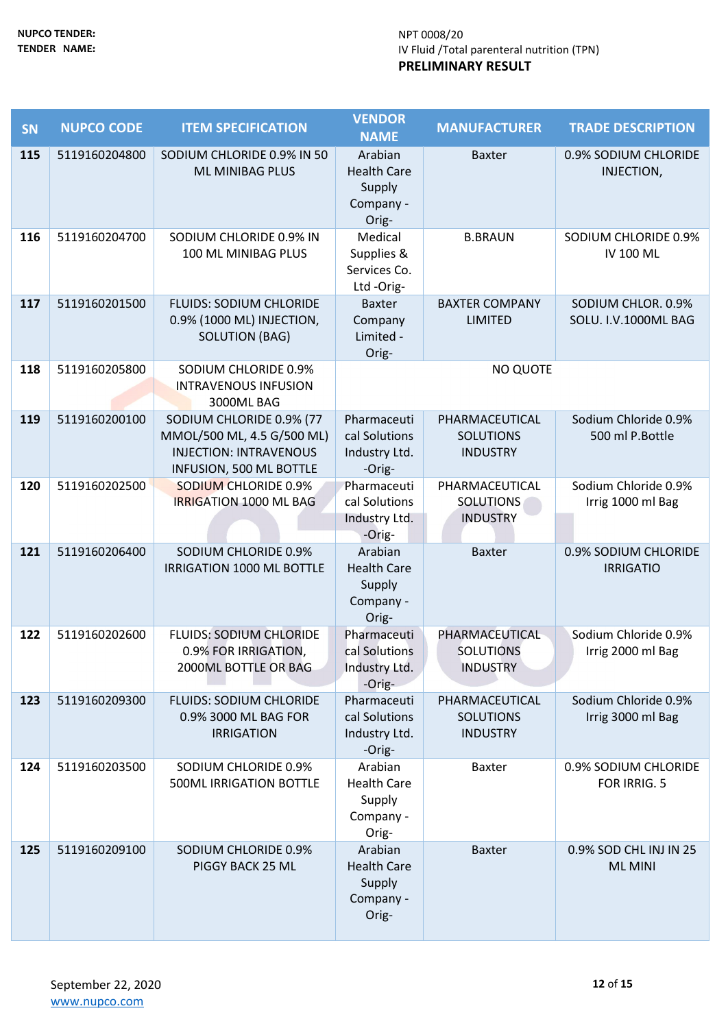**NUPCO TENDER:** NPT 0008/20

**TENDER NAME:** IV Fluid /Total parenteral nutrition (TPN)

**PRELIMINARY RESULT**

| SN | NUPCO CODE | ITEM SPECIFICATION | VENDOR NAME | MANUFACTURER | TRADE DESCRIPTION |
|---|---|---|---|---|---|
| 115 | 5119160204800 | SODIUM CHLORIDE 0.9% IN 50 ML MINIBAG PLUS | Arabian Health Care Supply Company -Orig- | Baxter | 0.9% SODIUM CHLORIDE INJECTION, |
| 116 | 5119160204700 | SODIUM CHLORIDE 0.9% IN 100 ML MINIBAG PLUS | Medical Supplies & Services Co. Ltd -Orig- | B.BRAUN | SODIUM CHLORIDE 0.9% IV 100 ML |
| 117 | 5119160201500 | FLUIDS: SODIUM CHLORIDE 0.9% (1000 ML) INJECTION, SOLUTION (BAG) | Baxter Company Limited -Orig- | BAXTER COMPANY LIMITED | SODIUM CHLOR. 0.9% SOLU. I.V.1000ML BAG |
| 118 | 5119160205800 | SODIUM CHLORIDE 0.9% INTRAVENOUS INFUSION 3000ML BAG | NO QUOTE | | |
| 119 | 5119160200100 | SODIUM CHLORIDE 0.9% (77 MMOL/500 ML, 4.5 G/500 ML) INJECTION: INTRAVENOUS INFUSION, 500 ML BOTTLE | Pharmaceutical Solutions Industry Ltd. -Orig- | PHARMACEUTICAL SOLUTIONS INDUSTRY | Sodium Chloride 0.9% 500 ml P.Bottle |
| 120 | 5119160202500 | SODIUM CHLORIDE 0.9% IRRIGATION 1000 ML BAG | Pharmaceutical Solutions Industry Ltd. -Orig- | PHARMACEUTICAL SOLUTIONS INDUSTRY | Sodium Chloride 0.9% Irrig 1000 ml Bag |
| 121 | 5119160206400 | SODIUM CHLORIDE 0.9% IRRIGATION 1000 ML BOTTLE | Arabian Health Care Supply Company -Orig- | Baxter | 0.9% SODIUM CHLORIDE IRRIGATIO |
| 122 | 5119160202600 | FLUIDS: SODIUM CHLORIDE 0.9% FOR IRRIGATION, 2000ML BOTTLE OR BAG | Pharmaceutical Solutions Industry Ltd. -Orig- | PHARMACEUTICAL SOLUTIONS INDUSTRY | Sodium Chloride 0.9% Irrig 2000 ml Bag |
| 123 | 5119160209300 | FLUIDS: SODIUM CHLORIDE 0.9% 3000 ML BAG FOR IRRIGATION | Pharmaceutical Solutions Industry Ltd. -Orig- | PHARMACEUTICAL SOLUTIONS INDUSTRY | Sodium Chloride 0.9% Irrig 3000 ml Bag |
| 124 | 5119160203500 | SODIUM CHLORIDE 0.9% 500ML IRRIGATION BOTTLE | Arabian Health Care Supply Company -Orig- | Baxter | 0.9% SODIUM CHLORIDE FOR IRRIG. 5 |
| 125 | 5119160209100 | SODIUM CHLORIDE 0.9% PIGGY BACK 25 ML | Arabian Health Care Supply Company -Orig- | Baxter | 0.9% SOD CHL INJ IN 25 ML MINI |

September 22, 2020

www.nupco.com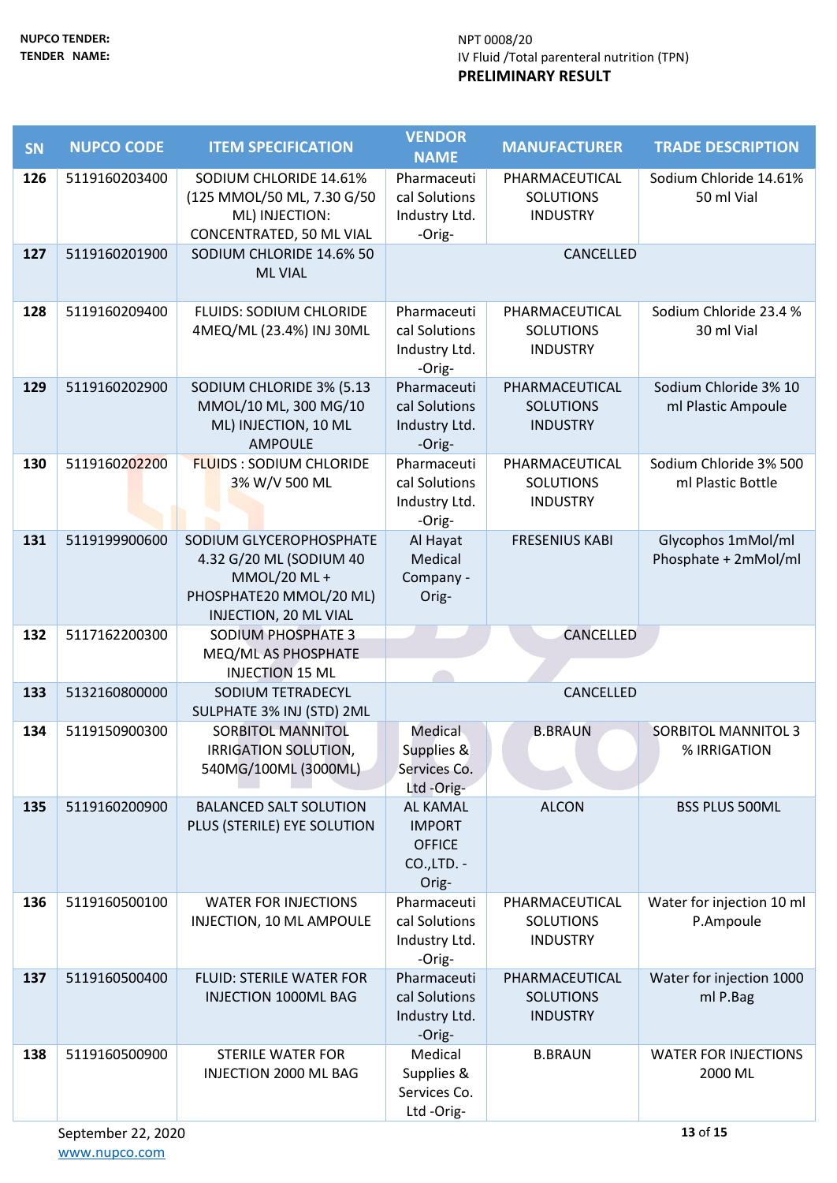**NUPCO TENDER:** NPT 0008/20

**TENDER NAME:** IV Fluid /Total parenteral nutrition (TPN)

**PRELIMINARY RESULT**

| SN | NUPCO CODE | ITEM SPECIFICATION | VENDOR NAME | MANUFACTURER | TRADE DESCRIPTION |
|---|---|---|---|---|---|
| 126 | 5119160203400 | SODIUM CHLORIDE 14.61% (125 MMOL/50 ML, 7.30 G/50 ML) INJECTION: CONCENTRATED, 50 ML VIAL | Pharmaceutical Solutions Industry Ltd. -Orig- | PHARMACEUTICAL SOLUTIONS INDUSTRY | Sodium Chloride 14.61% 50 ml Vial |
| 127 | 5119160201900 | SODIUM CHLORIDE 14.6% 50 ML VIAL | CANCELLED | | |
| 128 | 5119160209400 | FLUIDS: SODIUM CHLORIDE 4MEQ/ML (23.4%) INJ 30ML | Pharmaceutical Solutions Industry Ltd. -Orig- | PHARMACEUTICAL SOLUTIONS INDUSTRY | Sodium Chloride 23.4 % 30 ml Vial |
| 129 | 5119160202900 | SODIUM CHLORIDE 3% (5.13 MMOL/10 ML, 300 MG/10 ML) INJECTION, 10 ML AMPOULE | Pharmaceutical Solutions Industry Ltd. -Orig- | PHARMACEUTICAL SOLUTIONS INDUSTRY | Sodium Chloride 3% 10 ml Plastic Ampoule |
| 130 | 5119160202200 | FLUIDS : SODIUM CHLORIDE 3% W/V 500 ML | Pharmaceutical Solutions Industry Ltd. -Orig- | PHARMACEUTICAL SOLUTIONS INDUSTRY | Sodium Chloride 3% 500 ml Plastic Bottle |
| 131 | 5119199900600 | SODIUM GLYCEROPHOSPHATE 4.32 G/20 ML (SODIUM 40 MMOL/20 ML + PHOSPHATE20 MMOL/20 ML) INJECTION, 20 ML VIAL | Al Hayat Medical Company - Orig- | FRESENIUS KABI | Glycophos 1mMol/ml Phosphate + 2mMol/ml |
| 132 | 5117162200300 | SODIUM PHOSPHATE 3 MEQ/ML AS PHOSPHATE INJECTION 15 ML | CANCELLED | | |
| 133 | 5132160800000 | SODIUM TETRADECYL SULPHATE 3% INJ (STD) 2ML | CANCELLED | | |
| 134 | 5119150900300 | SORBITOL MANNITOL IRRIGATION SOLUTION, 540MG/100ML (3000ML) | Medical Supplies & Services Co. Ltd -Orig- | B.BRAUN | SORBITOL MANNITOL 3 % IRRIGATION |
| 135 | 5119160200900 | BALANCED SALT SOLUTION PLUS (STERILE) EYE SOLUTION | AL KAMAL IMPORT OFFICE CO.,LTD. - Orig- | ALCON | BSS PLUS 500ML |
| 136 | 5119160500100 | WATER FOR INJECTIONS INJECTION, 10 ML AMPOULE | Pharmaceutical Solutions Industry Ltd. -Orig- | PHARMACEUTICAL SOLUTIONS INDUSTRY | Water for injection 10 ml P.Ampoule |
| 137 | 5119160500400 | FLUID: STERILE WATER FOR INJECTION 1000ML BAG | Pharmaceutical Solutions Industry Ltd. -Orig- | PHARMACEUTICAL SOLUTIONS INDUSTRY | Water for injection 1000 ml P.Bag |
| 138 | 5119160500900 | STERILE WATER FOR INJECTION 2000 ML BAG | Medical Supplies & Services Co. Ltd -Orig- | B.BRAUN | WATER FOR INJECTIONS 2000 ML |

September 22, 2020

www.nupco.com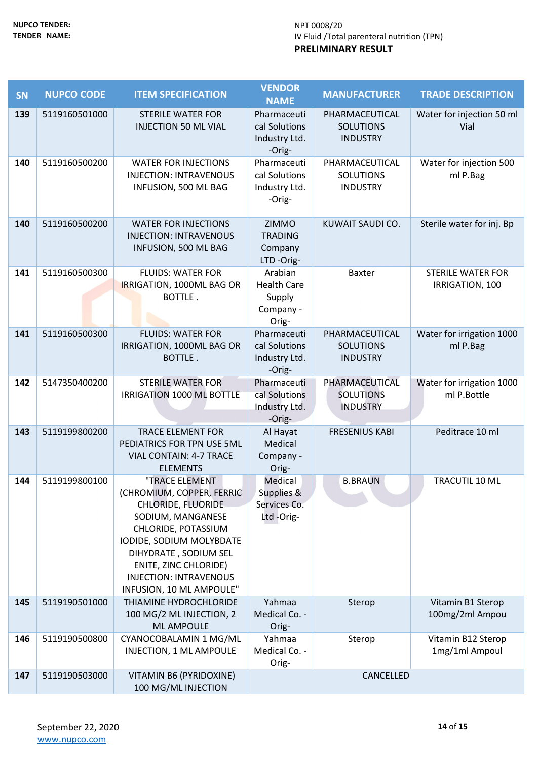NUPCO TENDER: NPT 0008/20

TENDER NAME: IV Fluid /Total parenteral nutrition (TPN)

**PRELIMINARY RESULT**

| SN | NUPCO CODE | ITEM SPECIFICATION | VENDOR NAME | MANUFACTURER | TRADE DESCRIPTION |
|---|---|---|---|---|---|
| 139 | 5119160501000 | STERILE WATER FOR INJECTION 50 ML VIAL | Pharmaceutical Solutions Industry Ltd. -Orig- | PHARMACEUTICAL SOLUTIONS INDUSTRY | Water for injection 50 ml Vial |
| 140 | 5119160500200 | WATER FOR INJECTIONS INJECTION: INTRAVENOUS INFUSION, 500 ML BAG | Pharmaceutical Solutions Industry Ltd. -Orig- | PHARMACEUTICAL SOLUTIONS INDUSTRY | Water for injection 500 ml P.Bag |
| 140 | 5119160500200 | WATER FOR INJECTIONS INJECTION: INTRAVENOUS INFUSION, 500 ML BAG | ZIMMO TRADING Company LTD -Orig- | KUWAIT SAUDI CO. | Sterile water for inj. Bp |
| 141 | 5119160500300 | FLUIDS: WATER FOR IRRIGATION, 1000ML BAG OR BOTTLE . | Arabian Health Care Supply Company -Orig- | Baxter | STERILE WATER FOR IRRIGATION, 100 |
| 141 | 5119160500300 | FLUIDS: WATER FOR IRRIGATION, 1000ML BAG OR BOTTLE . | Pharmaceutical Solutions Industry Ltd. -Orig- | PHARMACEUTICAL SOLUTIONS INDUSTRY | Water for irrigation 1000 ml P.Bag |
| 142 | 5147350400200 | STERILE WATER FOR IRRIGATION 1000 ML BOTTLE | Pharmaceutical Solutions Industry Ltd. -Orig- | PHARMACEUTICAL SOLUTIONS INDUSTRY | Water for irrigation 1000 ml P.Bottle |
| 143 | 5119199800200 | TRACE ELEMENT FOR PEDIATRICS FOR TPN USE 5ML VIAL CONTAIN: 4-7 TRACE ELEMENTS | Al Hayat Medical Company -Orig- | FRESENIUS KABI | Peditrace 10 ml |
| 144 | 5119199800100 | "TRACE ELEMENT (CHROMIUM, COPPER, FERRIC CHLORIDE, FLUORIDE SODIUM, MANGANESE CHLORIDE, POTASSIUM IODIDE, SODIUM MOLYBDATE DIHYDRATE , SODIUM SEL ENITE, ZINC CHLORIDE) INJECTION: INTRAVENOUS INFUSION, 10 ML AMPOULE" | Medical Supplies & Services Co. Ltd -Orig- | B.BRAUN | TRACUTIL 10 ML |
| 145 | 5119190501000 | THIAMINE HYDROCHLORIDE 100 MG/2 ML INJECTION, 2 ML AMPOULE | Yahmaa Medical Co. -Orig- | Sterop | Vitamin B1 Sterop 100mg/2ml Ampou |
| 146 | 5119190500800 | CYANOCOBALAMIN 1 MG/ML INJECTION, 1 ML AMPOULE | Yahmaa Medical Co. -Orig- | Sterop | Vitamin B12 Sterop 1mg/1ml Ampoul |
| 147 | 5119190503000 | VITAMIN B6 (PYRIDOXINE) 100 MG/ML INJECTION | CANCELLED | | |

September 22, 2020

www.nupco.com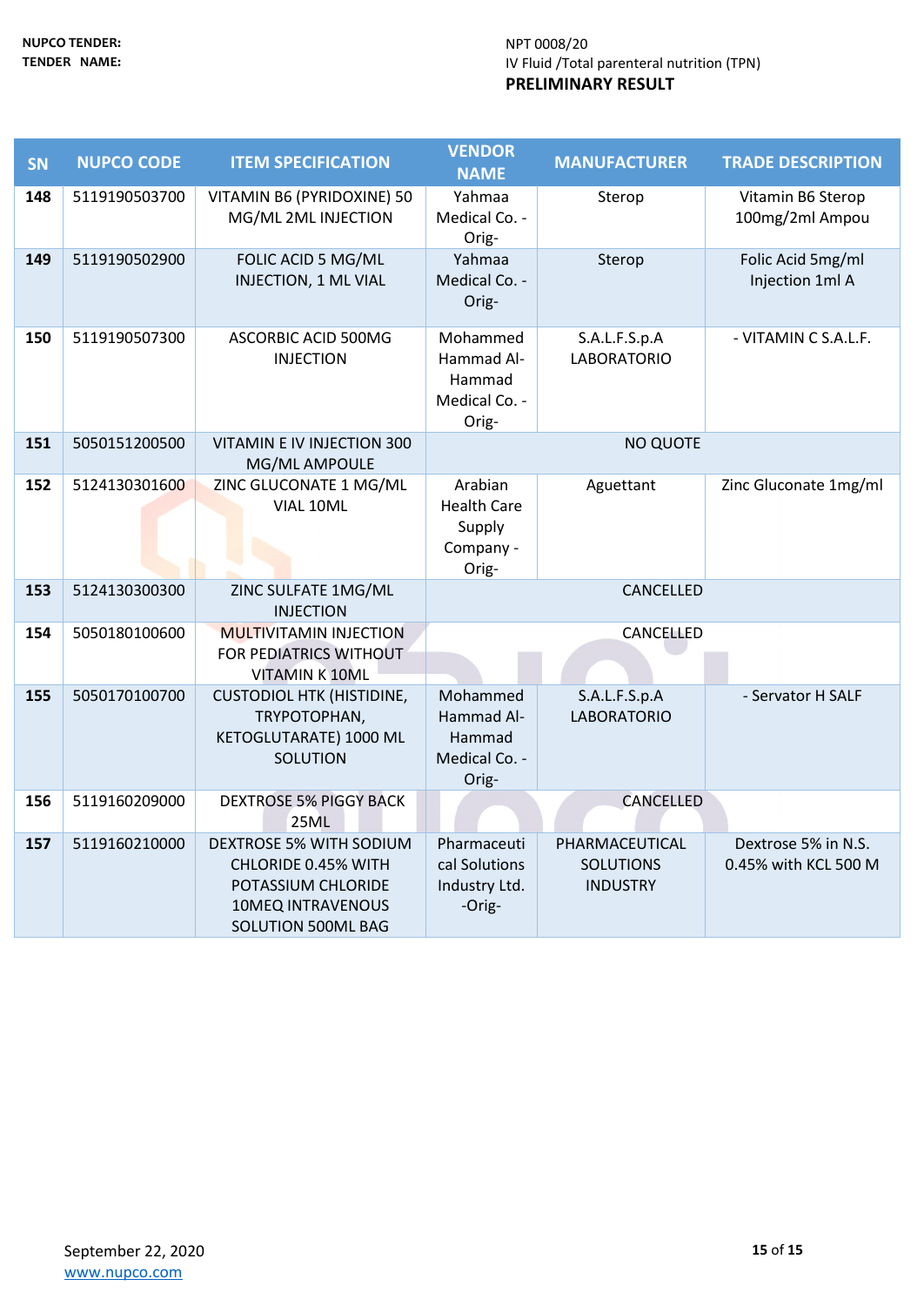**NUPCO TENDER:** NPT 0008/20

**TENDER NAME:** IV Fluid /Total parenteral nutrition (TPN)

**PRELIMINARY RESULT**

| SN | NUPCO CODE | ITEM SPECIFICATION | VENDOR NAME | MANUFACTURER | TRADE DESCRIPTION |
|---|---|---|---|---|---|
| 148 | 5119190503700 | VITAMIN B6 (PYRIDOXINE) 50 MG/ML 2ML INJECTION | Yahmaa Medical Co. -Orig- | Sterop | Vitamin B6 Sterop 100mg/2ml Ampou |
| 149 | 5119190502900 | FOLIC ACID 5 MG/ML INJECTION, 1 ML VIAL | Yahmaa Medical Co. -Orig- | Sterop | Folic Acid 5mg/ml Injection 1ml A |
| 150 | 5119190507300 | ASCORBIC ACID 500MG INJECTION | Mohammed Hammad Al-Hammad Medical Co. -Orig- | S.A.L.F.S.p.A LABORATORIO | - VITAMIN C S.A.L.F. |
| 151 | 5050151200500 | VITAMIN E IV INJECTION 300 MG/ML AMPOULE | NO QUOTE | | |
| 152 | 5124130301600 | ZINC GLUCONATE 1 MG/ML VIAL 10ML | Arabian Health Care Supply Company -Orig- | Aguettant | Zinc Gluconate 1mg/ml |
| 153 | 5124130300300 | ZINC SULFATE 1MG/ML INJECTION | CANCELLED | | |
| 154 | 5050180100600 | MULTIVITAMIN INJECTION FOR PEDIATRICS WITHOUT VITAMIN K 10ML | CANCELLED | | |
| 155 | 5050170100700 | CUSTODIOL HTK (HISTIDINE, TRYPOTOPHAN, KETOGLUTARATE) 1000 ML SOLUTION | Mohammed Hammad Al-Hammad Medical Co. -Orig- | S.A.L.F.S.p.A LABORATORIO | - Servator H SALF |
| 156 | 5119160209000 | DEXTROSE 5% PIGGY BACK 25ML | CANCELLED | | |
| 157 | 5119160210000 | DEXTROSE 5% WITH SODIUM CHLORIDE 0.45% WITH POTASSIUM CHLORIDE 10MEQ INTRAVENOUS SOLUTION 500ML BAG | Pharmaceutical Solutions Industry Ltd. -Orig- | PHARMACEUTICAL SOLUTIONS INDUSTRY | Dextrose 5% in N.S. 0.45% with KCL 500 M |

September 22, 2020

www.nupco.com